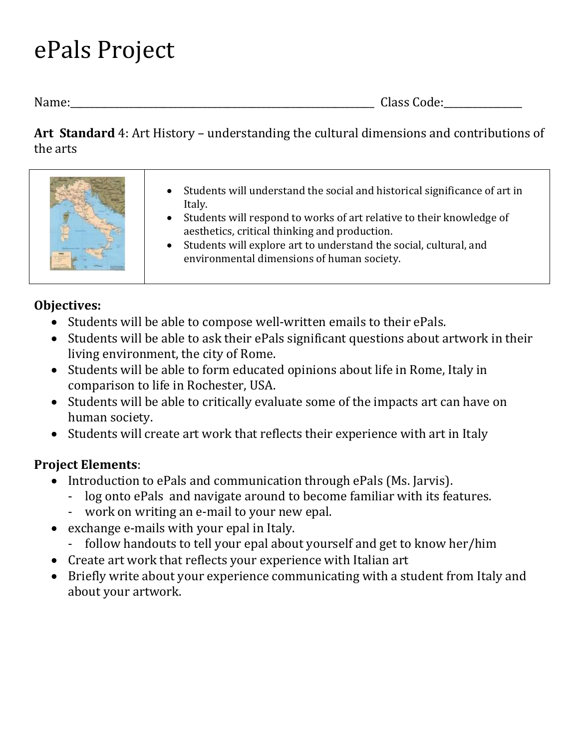# ePals Project

Name:_______________________________________________ Class Code:____________

**Art Standard** 4: Art History – understanding the cultural dimensions and contributions of the arts

| | |
|---|---|
| | • Students will understand the social and historical significance of art in Italy.<br>• Students will respond to works of art relative to their knowledge of aesthetics, critical thinking and production.<br>• Students will explore art to understand the social, cultural, and environmental dimensions of human society. |

**Objectives:**

- Students will be able to compose well-written emails to their ePals.
- Students will be able to ask their ePals significant questions about artwork in their living environment, the city of Rome.
- Students will be able to form educated opinions about life in Rome, Italy in comparison to life in Rochester, USA.
- Students will be able to critically evaluate some of the impacts art can have on human society.
- Students will create art work that reflects their experience with art in Italy

**Project Elements**:

- Introduction to ePals and communication through ePals (Ms. Jarvis).
  - log onto ePals and navigate around to become familiar with its features.
  - work on writing an e-mail to your new epal.
- exchange e-mails with your epal in Italy.
  - follow handouts to tell your epal about yourself and get to know her/him
- Create art work that reflects your experience with Italian art
- Briefly write about your experience communicating with a student from Italy and about your artwork.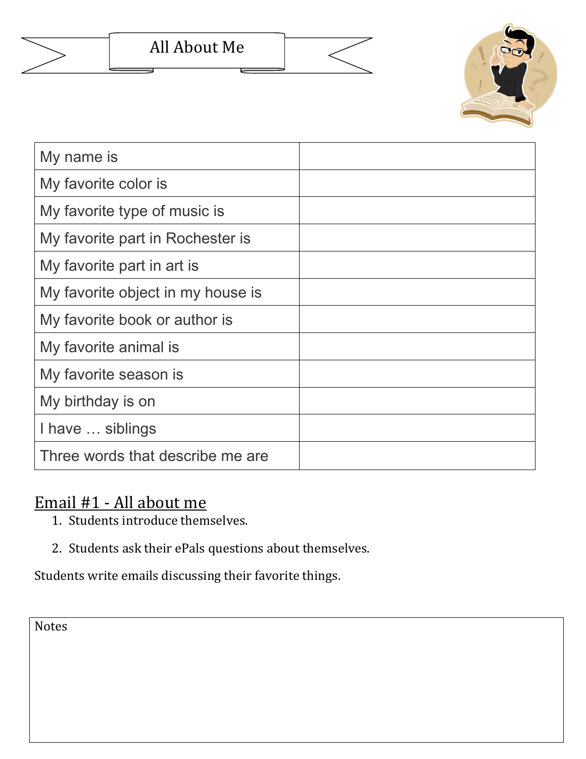# All About Me

| | |
|---|---|
| My name is | |
| My favorite color is | |
| My favorite type of music is | |
| My favorite part in Rochester is | |
| My favorite part in art is | |
| My favorite object in my house is | |
| My favorite book or author is | |
| My favorite animal is | |
| My favorite season is | |
| My birthday is on | |
| I have … siblings | |
| Three words that describe me are | |

## Email #1 - All about me

1. Students introduce themselves.
2. Students ask their ePals questions about themselves.

Students write emails discussing their favorite things.

Notes